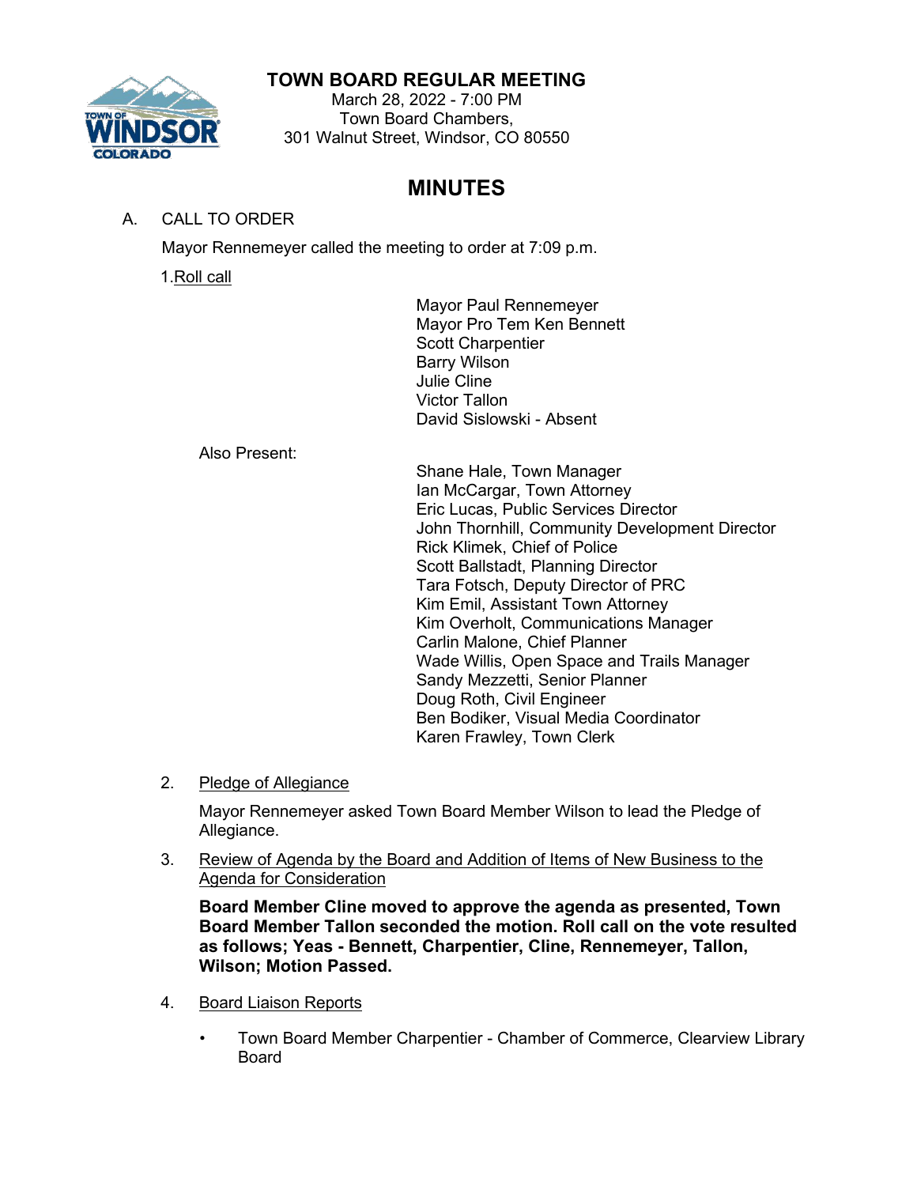# TOWN BOARD REGULAR MEETING

March 28, 2022 - 7:00 PM
Town Board Chambers,
301 Walnut Street, Windsor, CO 80550

## MINUTES

A. CALL TO ORDER

Mayor Rennemeyer called the meeting to order at 7:09 p.m.

1. Roll call

Mayor Paul Rennemeyer
Mayor Pro Tem Ken Bennett
Scott Charpentier
Barry Wilson
Julie Cline
Victor Tallon
David Sislowski - Absent

Also Present:

Shane Hale, Town Manager
Ian McCargar, Town Attorney
Eric Lucas, Public Services Director
John Thornhill, Community Development Director
Rick Klimek, Chief of Police
Scott Ballstadt, Planning Director
Tara Fotsch, Deputy Director of PRC
Kim Emil, Assistant Town Attorney
Kim Overholt, Communications Manager
Carlin Malone, Chief Planner
Wade Willis, Open Space and Trails Manager
Sandy Mezzetti, Senior Planner
Doug Roth, Civil Engineer
Ben Bodiker, Visual Media Coordinator
Karen Frawley, Town Clerk

2. Pledge of Allegiance

Mayor Rennemeyer asked Town Board Member Wilson to lead the Pledge of Allegiance.

3. Review of Agenda by the Board and Addition of Items of New Business to the Agenda for Consideration

**Board Member Cline moved to approve the agenda as presented, Town Board Member Tallon seconded the motion. Roll call on the vote resulted as follows; Yeas - Bennett, Charpentier, Cline, Rennemeyer, Tallon, Wilson; Motion Passed.**

4. Board Liaison Reports

- Town Board Member Charpentier - Chamber of Commerce, Clearview Library Board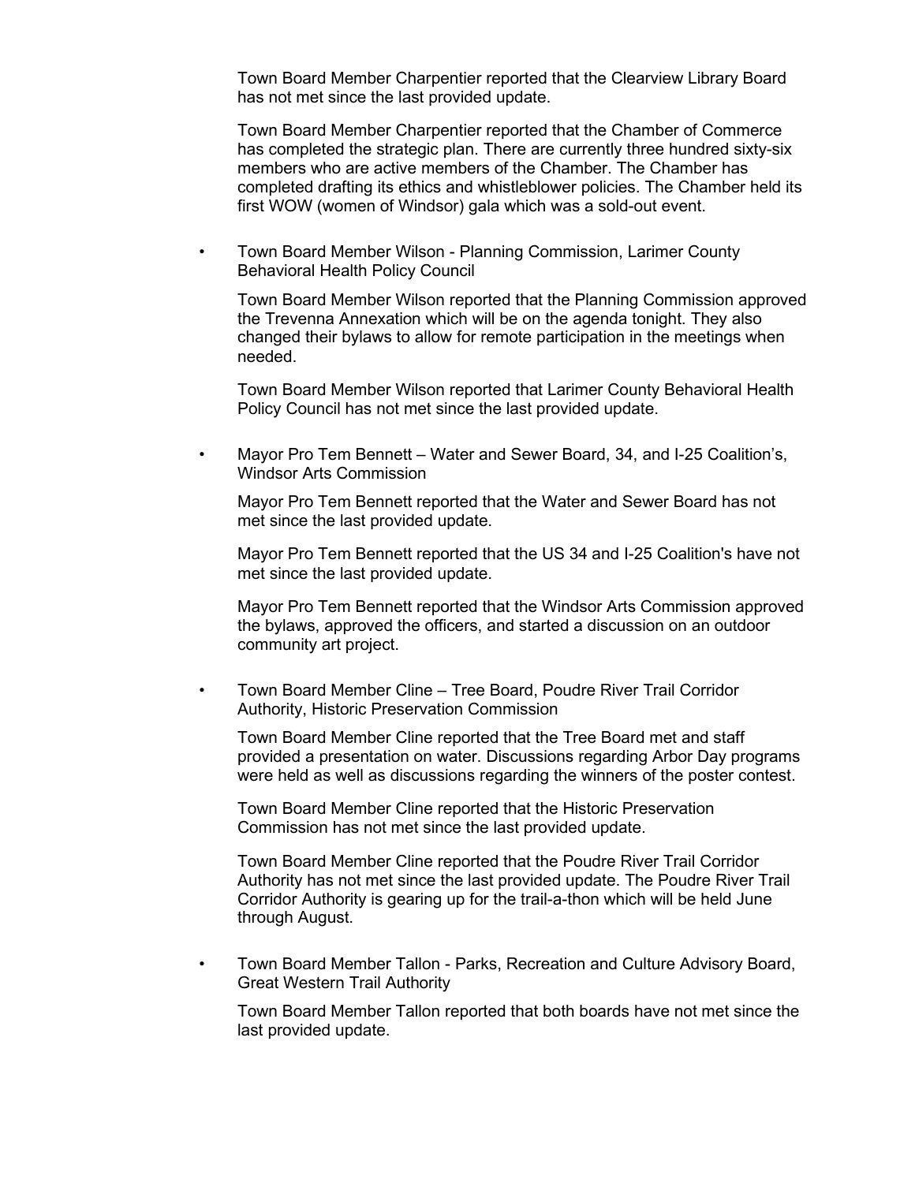Town Board Member Charpentier reported that the Clearview Library Board has not met since the last provided update.

Town Board Member Charpentier reported that the Chamber of Commerce has completed the strategic plan. There are currently three hundred sixty-six members who are active members of the Chamber. The Chamber has completed drafting its ethics and whistleblower policies. The Chamber held its first WOW (women of Windsor) gala which was a sold-out event.

- Town Board Member Wilson - Planning Commission, Larimer County Behavioral Health Policy Council

  Town Board Member Wilson reported that the Planning Commission approved the Trevenna Annexation which will be on the agenda tonight. They also changed their bylaws to allow for remote participation in the meetings when needed.

  Town Board Member Wilson reported that Larimer County Behavioral Health Policy Council has not met since the last provided update.

- Mayor Pro Tem Bennett – Water and Sewer Board, 34, and I-25 Coalition's, Windsor Arts Commission

  Mayor Pro Tem Bennett reported that the Water and Sewer Board has not met since the last provided update.

  Mayor Pro Tem Bennett reported that the US 34 and I-25 Coalition's have not met since the last provided update.

  Mayor Pro Tem Bennett reported that the Windsor Arts Commission approved the bylaws, approved the officers, and started a discussion on an outdoor community art project.

- Town Board Member Cline – Tree Board, Poudre River Trail Corridor Authority, Historic Preservation Commission

  Town Board Member Cline reported that the Tree Board met and staff provided a presentation on water. Discussions regarding Arbor Day programs were held as well as discussions regarding the winners of the poster contest.

  Town Board Member Cline reported that the Historic Preservation Commission has not met since the last provided update.

  Town Board Member Cline reported that the Poudre River Trail Corridor Authority has not met since the last provided update. The Poudre River Trail Corridor Authority is gearing up for the trail-a-thon which will be held June through August.

- Town Board Member Tallon - Parks, Recreation and Culture Advisory Board, Great Western Trail Authority

  Town Board Member Tallon reported that both boards have not met since the last provided update.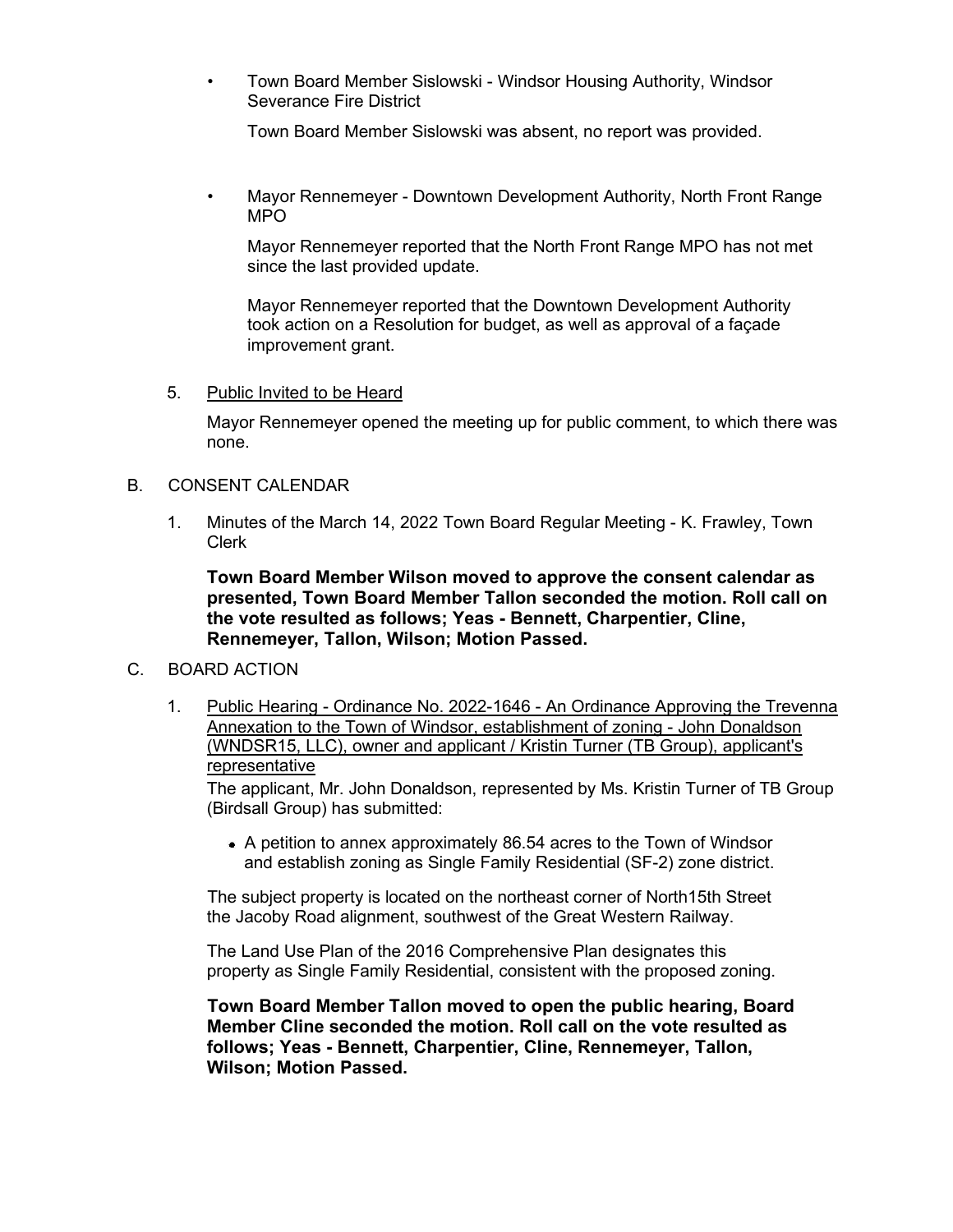- Town Board Member Sislowski - Windsor Housing Authority, Windsor Severance Fire District

  Town Board Member Sislowski was absent, no report was provided.

- Mayor Rennemeyer - Downtown Development Authority, North Front Range MPO

  Mayor Rennemeyer reported that the North Front Range MPO has not met since the last provided update.

  Mayor Rennemeyer reported that the Downtown Development Authority took action on a Resolution for budget, as well as approval of a façade improvement grant.

5. Public Invited to be Heard

   Mayor Rennemeyer opened the meeting up for public comment, to which there was none.

B. CONSENT CALENDAR

1. Minutes of the March 14, 2022 Town Board Regular Meeting - K. Frawley, Town Clerk

   **Town Board Member Wilson moved to approve the consent calendar as presented, Town Board Member Tallon seconded the motion. Roll call on the vote resulted as follows; Yeas - Bennett, Charpentier, Cline, Rennemeyer, Tallon, Wilson; Motion Passed.**

C. BOARD ACTION

1. Public Hearing - Ordinance No. 2022-1646 - An Ordinance Approving the Trevenna Annexation to the Town of Windsor, establishment of zoning - John Donaldson (WNDSR15, LLC), owner and applicant / Kristin Turner (TB Group), applicant's representative

   The applicant, Mr. John Donaldson, represented by Ms. Kristin Turner of TB Group (Birdsall Group) has submitted:

   - A petition to annex approximately 86.54 acres to the Town of Windsor and establish zoning as Single Family Residential (SF-2) zone district.

   The subject property is located on the northeast corner of North15th Street the Jacoby Road alignment, southwest of the Great Western Railway.

   The Land Use Plan of the 2016 Comprehensive Plan designates this property as Single Family Residential, consistent with the proposed zoning.

   **Town Board Member Tallon moved to open the public hearing, Board Member Cline seconded the motion. Roll call on the vote resulted as follows; Yeas - Bennett, Charpentier, Cline, Rennemeyer, Tallon, Wilson; Motion Passed.**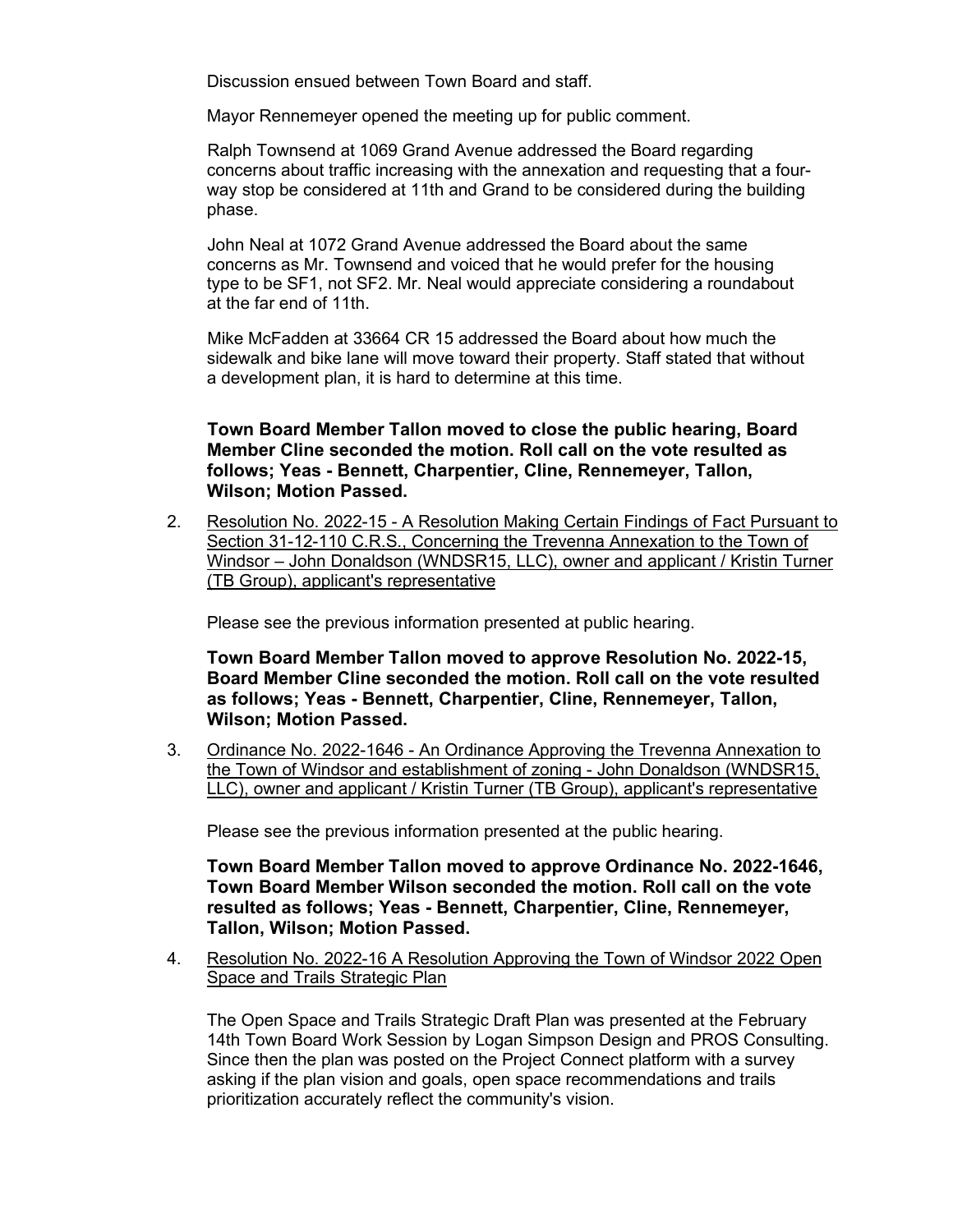Discussion ensued between Town Board and staff.

Mayor Rennemeyer opened the meeting up for public comment.

Ralph Townsend at 1069 Grand Avenue addressed the Board regarding concerns about traffic increasing with the annexation and requesting that a four-way stop be considered at 11th and Grand to be considered during the building phase.

John Neal at 1072 Grand Avenue addressed the Board about the same concerns as Mr. Townsend and voiced that he would prefer for the housing type to be SF1, not SF2. Mr. Neal would appreciate considering a roundabout at the far end of 11th.

Mike McFadden at 33664 CR 15 addressed the Board about how much the sidewalk and bike lane will move toward their property. Staff stated that without a development plan, it is hard to determine at this time.

**Town Board Member Tallon moved to close the public hearing, Board Member Cline seconded the motion. Roll call on the vote resulted as follows; Yeas - Bennett, Charpentier, Cline, Rennemeyer, Tallon, Wilson; Motion Passed.**

2. Resolution No. 2022-15 - A Resolution Making Certain Findings of Fact Pursuant to Section 31-12-110 C.R.S., Concerning the Trevenna Annexation to the Town of Windsor – John Donaldson (WNDSR15, LLC), owner and applicant / Kristin Turner (TB Group), applicant's representative

   Please see the previous information presented at public hearing.

   **Town Board Member Tallon moved to approve Resolution No. 2022-15, Board Member Cline seconded the motion. Roll call on the vote resulted as follows; Yeas - Bennett, Charpentier, Cline, Rennemeyer, Tallon, Wilson; Motion Passed.**

3. Ordinance No. 2022-1646 - An Ordinance Approving the Trevenna Annexation to the Town of Windsor and establishment of zoning - John Donaldson (WNDSR15, LLC), owner and applicant / Kristin Turner (TB Group), applicant's representative

   Please see the previous information presented at the public hearing.

   **Town Board Member Tallon moved to approve Ordinance No. 2022-1646, Town Board Member Wilson seconded the motion. Roll call on the vote resulted as follows; Yeas - Bennett, Charpentier, Cline, Rennemeyer, Tallon, Wilson; Motion Passed.**

4. Resolution No. 2022-16 A Resolution Approving the Town of Windsor 2022 Open Space and Trails Strategic Plan

   The Open Space and Trails Strategic Draft Plan was presented at the February 14th Town Board Work Session by Logan Simpson Design and PROS Consulting. Since then the plan was posted on the Project Connect platform with a survey asking if the plan vision and goals, open space recommendations and trails prioritization accurately reflect the community's vision.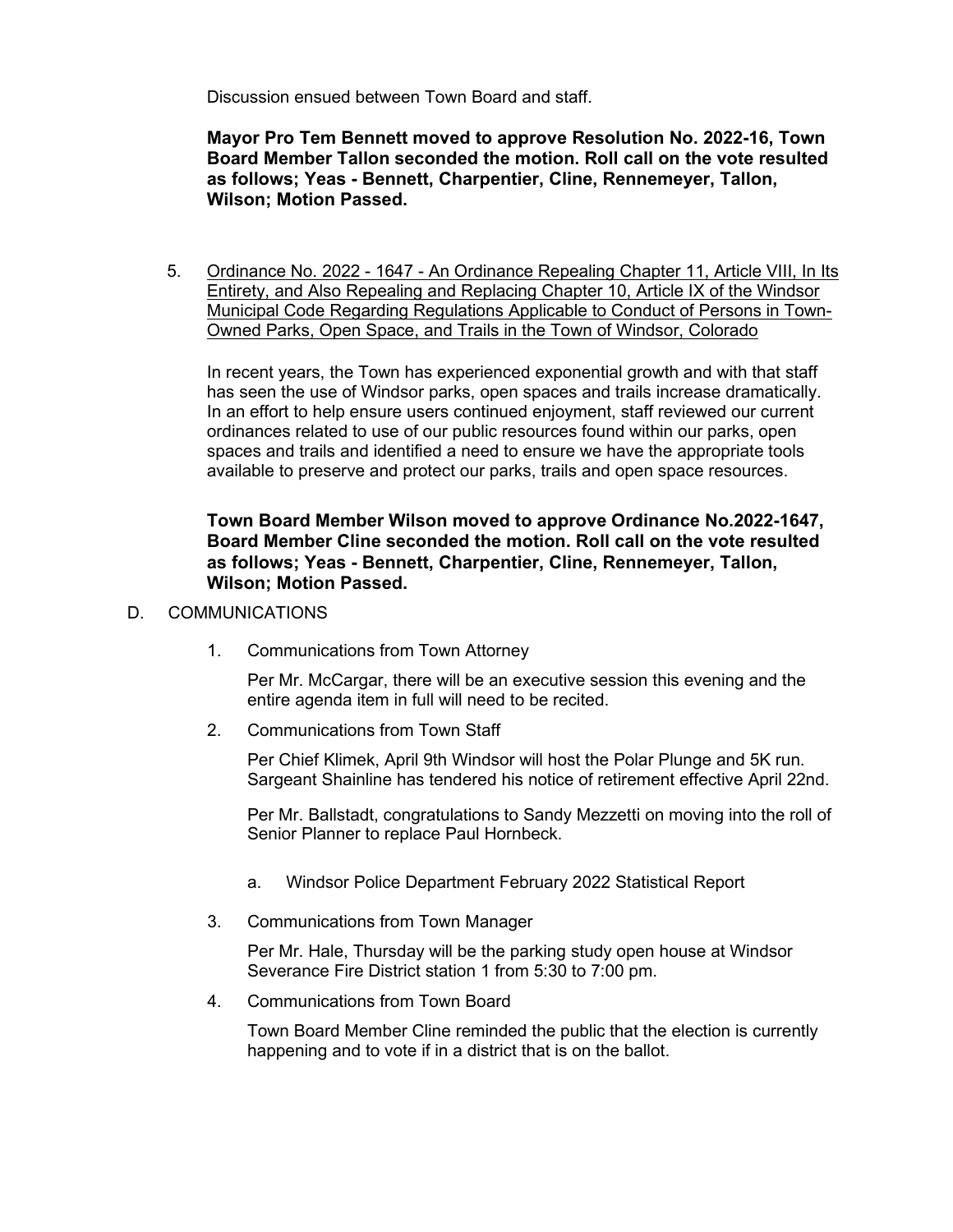Discussion ensued between Town Board and staff.

**Mayor Pro Tem Bennett moved to approve Resolution No. 2022-16, Town Board Member Tallon seconded the motion. Roll call on the vote resulted as follows; Yeas - Bennett, Charpentier, Cline, Rennemeyer, Tallon, Wilson; Motion Passed.**

5. Ordinance No. 2022 - 1647 - An Ordinance Repealing Chapter 11, Article VIII, In Its Entirety, and Also Repealing and Replacing Chapter 10, Article IX of the Windsor Municipal Code Regarding Regulations Applicable to Conduct of Persons in Town-Owned Parks, Open Space, and Trails in the Town of Windsor, Colorado

   In recent years, the Town has experienced exponential growth and with that staff has seen the use of Windsor parks, open spaces and trails increase dramatically. In an effort to help ensure users continued enjoyment, staff reviewed our current ordinances related to use of our public resources found within our parks, open spaces and trails and identified a need to ensure we have the appropriate tools available to preserve and protect our parks, trails and open space resources.

   **Town Board Member Wilson moved to approve Ordinance No.2022-1647, Board Member Cline seconded the motion. Roll call on the vote resulted as follows; Yeas - Bennett, Charpentier, Cline, Rennemeyer, Tallon, Wilson; Motion Passed.**

D. COMMUNICATIONS

1. Communications from Town Attorney

   Per Mr. McCargar, there will be an executive session this evening and the entire agenda item in full will need to be recited.

2. Communications from Town Staff

   Per Chief Klimek, April 9th Windsor will host the Polar Plunge and 5K run. Sargeant Shainline has tendered his notice of retirement effective April 22nd.

   Per Mr. Ballstadt, congratulations to Sandy Mezzetti on moving into the roll of Senior Planner to replace Paul Hornbeck.

   a. Windsor Police Department February 2022 Statistical Report

3. Communications from Town Manager

   Per Mr. Hale, Thursday will be the parking study open house at Windsor Severance Fire District station 1 from 5:30 to 7:00 pm.

4. Communications from Town Board

   Town Board Member Cline reminded the public that the election is currently happening and to vote if in a district that is on the ballot.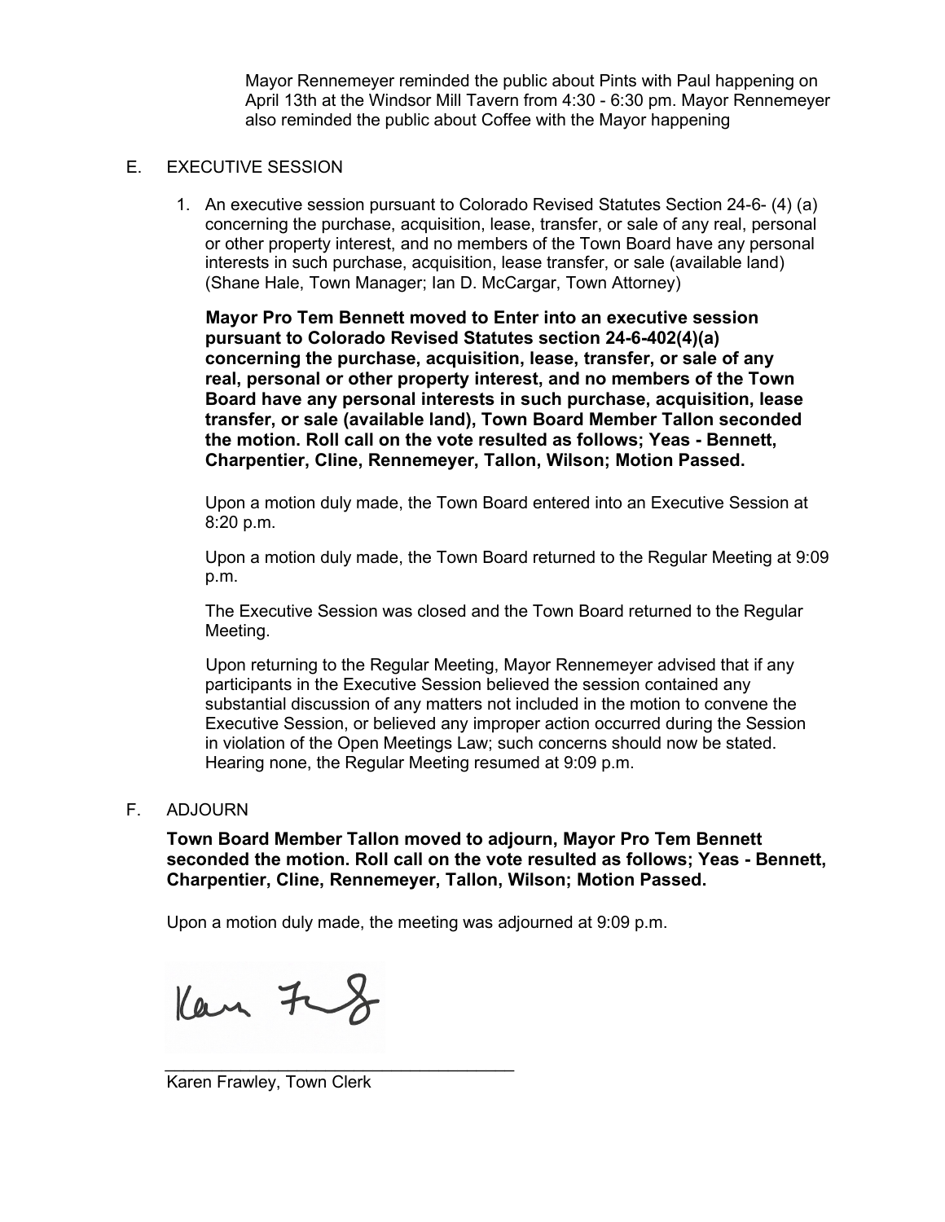Mayor Rennemeyer reminded the public about Pints with Paul happening on April 13th at the Windsor Mill Tavern from 4:30 - 6:30 pm. Mayor Rennemeyer also reminded the public about Coffee with the Mayor happening

E. EXECUTIVE SESSION

1. An executive session pursuant to Colorado Revised Statutes Section 24-6- (4) (a) concerning the purchase, acquisition, lease, transfer, or sale of any real, personal or other property interest, and no members of the Town Board have any personal interests in such purchase, acquisition, lease transfer, or sale (available land) (Shane Hale, Town Manager; Ian D. McCargar, Town Attorney)

**Mayor Pro Tem Bennett moved to Enter into an executive session pursuant to Colorado Revised Statutes section 24-6-402(4)(a) concerning the purchase, acquisition, lease, transfer, or sale of any real, personal or other property interest, and no members of the Town Board have any personal interests in such purchase, acquisition, lease transfer, or sale (available land), Town Board Member Tallon seconded the motion. Roll call on the vote resulted as follows; Yeas - Bennett, Charpentier, Cline, Rennemeyer, Tallon, Wilson; Motion Passed.**

Upon a motion duly made, the Town Board entered into an Executive Session at 8:20 p.m.

Upon a motion duly made, the Town Board returned to the Regular Meeting at 9:09 p.m.

The Executive Session was closed and the Town Board returned to the Regular Meeting.

Upon returning to the Regular Meeting, Mayor Rennemeyer advised that if any participants in the Executive Session believed the session contained any substantial discussion of any matters not included in the motion to convene the Executive Session, or believed any improper action occurred during the Session in violation of the Open Meetings Law; such concerns should now be stated. Hearing none, the Regular Meeting resumed at 9:09 p.m.

F. ADJOURN

**Town Board Member Tallon moved to adjourn, Mayor Pro Tem Bennett seconded the motion. Roll call on the vote resulted as follows; Yeas - Bennett, Charpentier, Cline, Rennemeyer, Tallon, Wilson; Motion Passed.**

Upon a motion duly made, the meeting was adjourned at 9:09 p.m.

Karen Frawley, Town Clerk